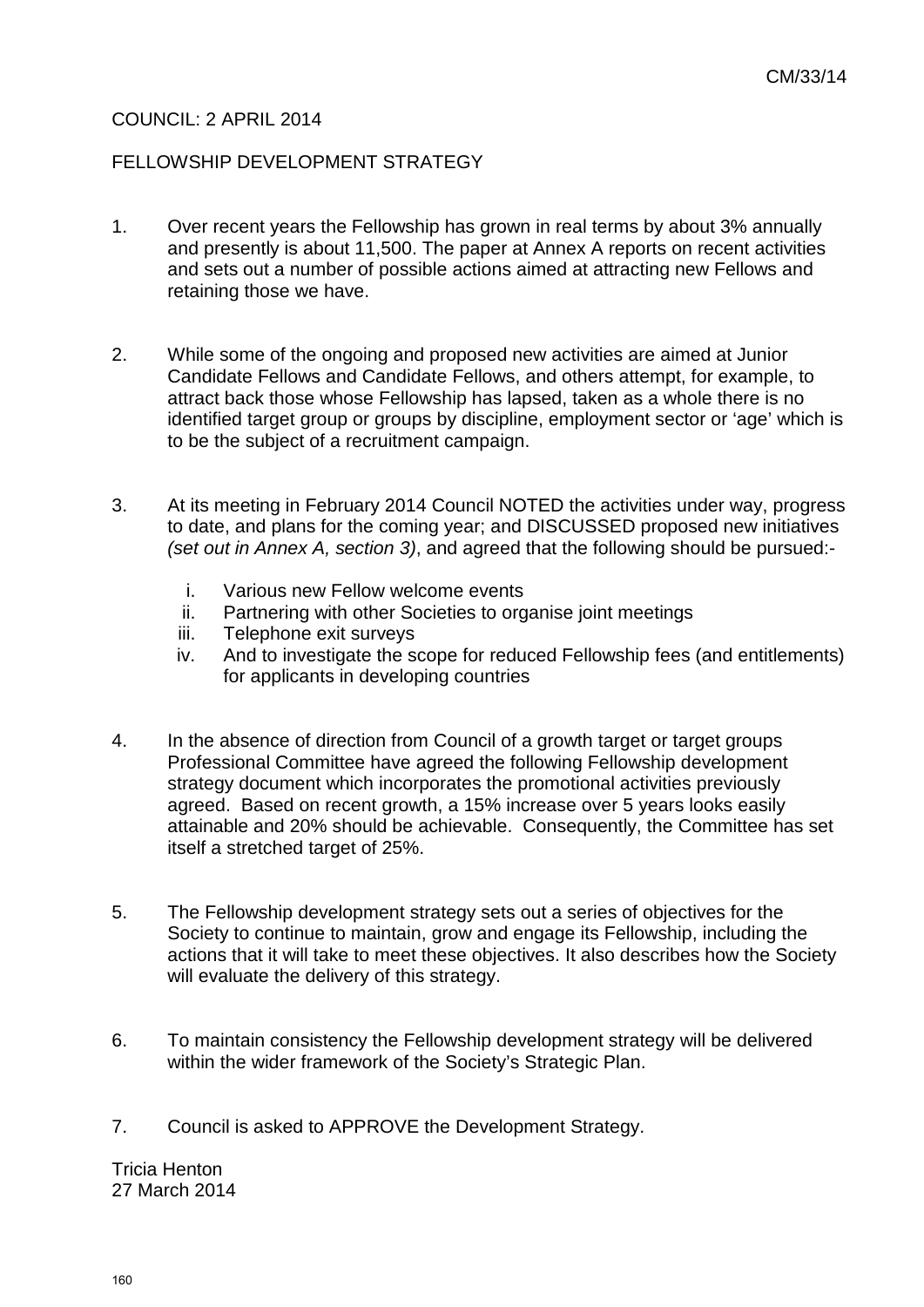CM/33/14

COUNCIL: 2 APRIL 2014

FELLOWSHIP DEVELOPMENT STRATEGY

1. Over recent years the Fellowship has grown in real terms by about 3% annually and presently is about 11,500. The paper at Annex A reports on recent activities and sets out a number of possible actions aimed at attracting new Fellows and retaining those we have.

2. While some of the ongoing and proposed new activities are aimed at Junior Candidate Fellows and Candidate Fellows, and others attempt, for example, to attract back those whose Fellowship has lapsed, taken as a whole there is no identified target group or groups by discipline, employment sector or 'age' which is to be the subject of a recruitment campaign.

3. At its meeting in February 2014 Council NOTED the activities under way, progress to date, and plans for the coming year; and DISCUSSED proposed new initiatives *(set out in Annex A, section 3)*, and agreed that the following should be pursued:-

    i. Various new Fellow welcome events
    ii. Partnering with other Societies to organise joint meetings
    iii. Telephone exit surveys
    iv. And to investigate the scope for reduced Fellowship fees (and entitlements) for applicants in developing countries

4. In the absence of direction from Council of a growth target or target groups Professional Committee have agreed the following Fellowship development strategy document which incorporates the promotional activities previously agreed. Based on recent growth, a 15% increase over 5 years looks easily attainable and 20% should be achievable. Consequently, the Committee has set itself a stretched target of 25%.

5. The Fellowship development strategy sets out a series of objectives for the Society to continue to maintain, grow and engage its Fellowship, including the actions that it will take to meet these objectives. It also describes how the Society will evaluate the delivery of this strategy.

6. To maintain consistency the Fellowship development strategy will be delivered within the wider framework of the Society's Strategic Plan.

7. Council is asked to APPROVE the Development Strategy.

Tricia Henton
27 March 2014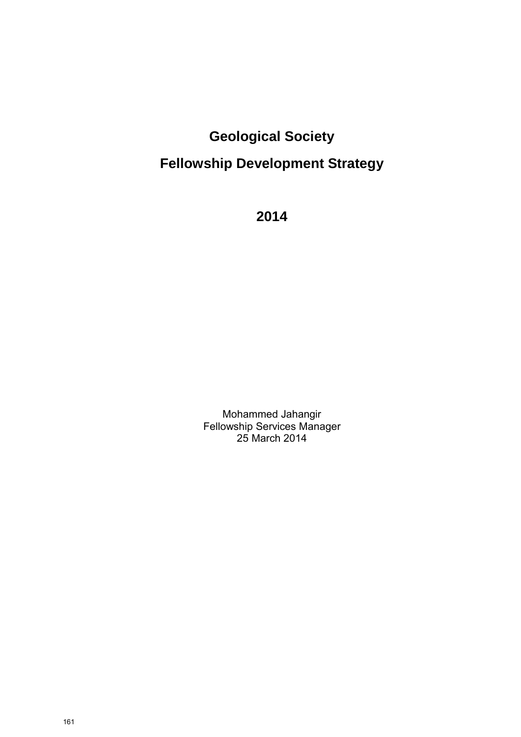# Geological Society

# Fellowship Development Strategy

# 2014

Mohammed Jahangir
Fellowship Services Manager
25 March 2014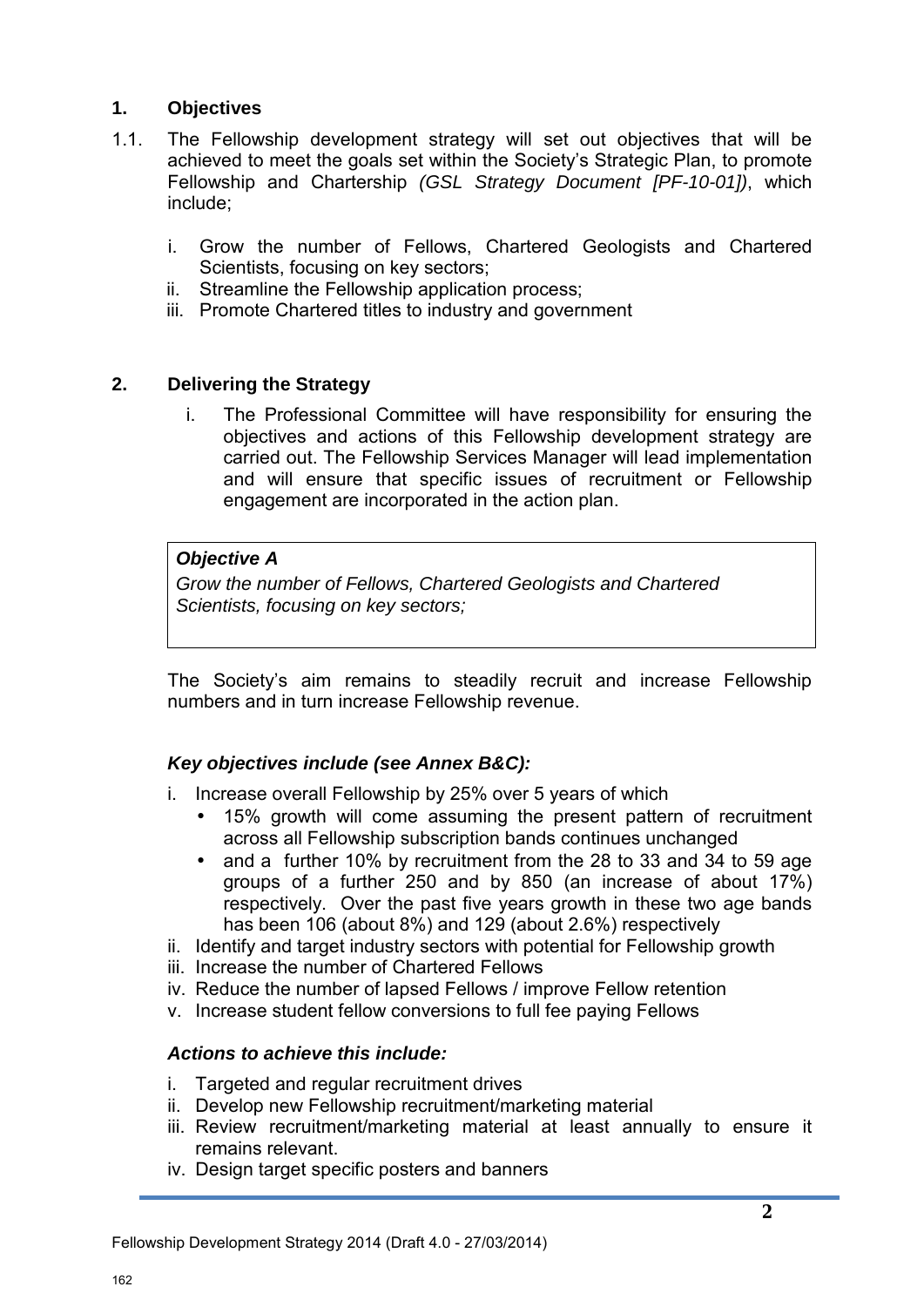## 1. Objectives

1.1. The Fellowship development strategy will set out objectives that will be achieved to meet the goals set within the Society's Strategic Plan, to promote Fellowship and Chartership *(GSL Strategy Document [PF-10-01])*, which include;

i. Grow the number of Fellows, Chartered Geologists and Chartered Scientists, focusing on key sectors;
ii. Streamline the Fellowship application process;
iii. Promote Chartered titles to industry and government

## 2. Delivering the Strategy

i. The Professional Committee will have responsibility for ensuring the objectives and actions of this Fellowship development strategy are carried out. The Fellowship Services Manager will lead implementation and will ensure that specific issues of recruitment or Fellowship engagement are incorporated in the action plan.

> ***Objective A***
> *Grow the number of Fellows, Chartered Geologists and Chartered Scientists, focusing on key sectors;*

The Society's aim remains to steadily recruit and increase Fellowship numbers and in turn increase Fellowship revenue.

***Key objectives include (see Annex B&C):***

i. Increase overall Fellowship by 25% over 5 years of which
   - 15% growth will come assuming the present pattern of recruitment across all Fellowship subscription bands continues unchanged
   - and a further 10% by recruitment from the 28 to 33 and 34 to 59 age groups of a further 250 and by 850 (an increase of about 17%) respectively. Over the past five years growth in these two age bands has been 106 (about 8%) and 129 (about 2.6%) respectively
ii. Identify and target industry sectors with potential for Fellowship growth
iii. Increase the number of Chartered Fellows
iv. Reduce the number of lapsed Fellows / improve Fellow retention
v. Increase student fellow conversions to full fee paying Fellows

***Actions to achieve this include:***

i. Targeted and regular recruitment drives
ii. Develop new Fellowship recruitment/marketing material
iii. Review recruitment/marketing material at least annually to ensure it remains relevant.
iv. Design target specific posters and banners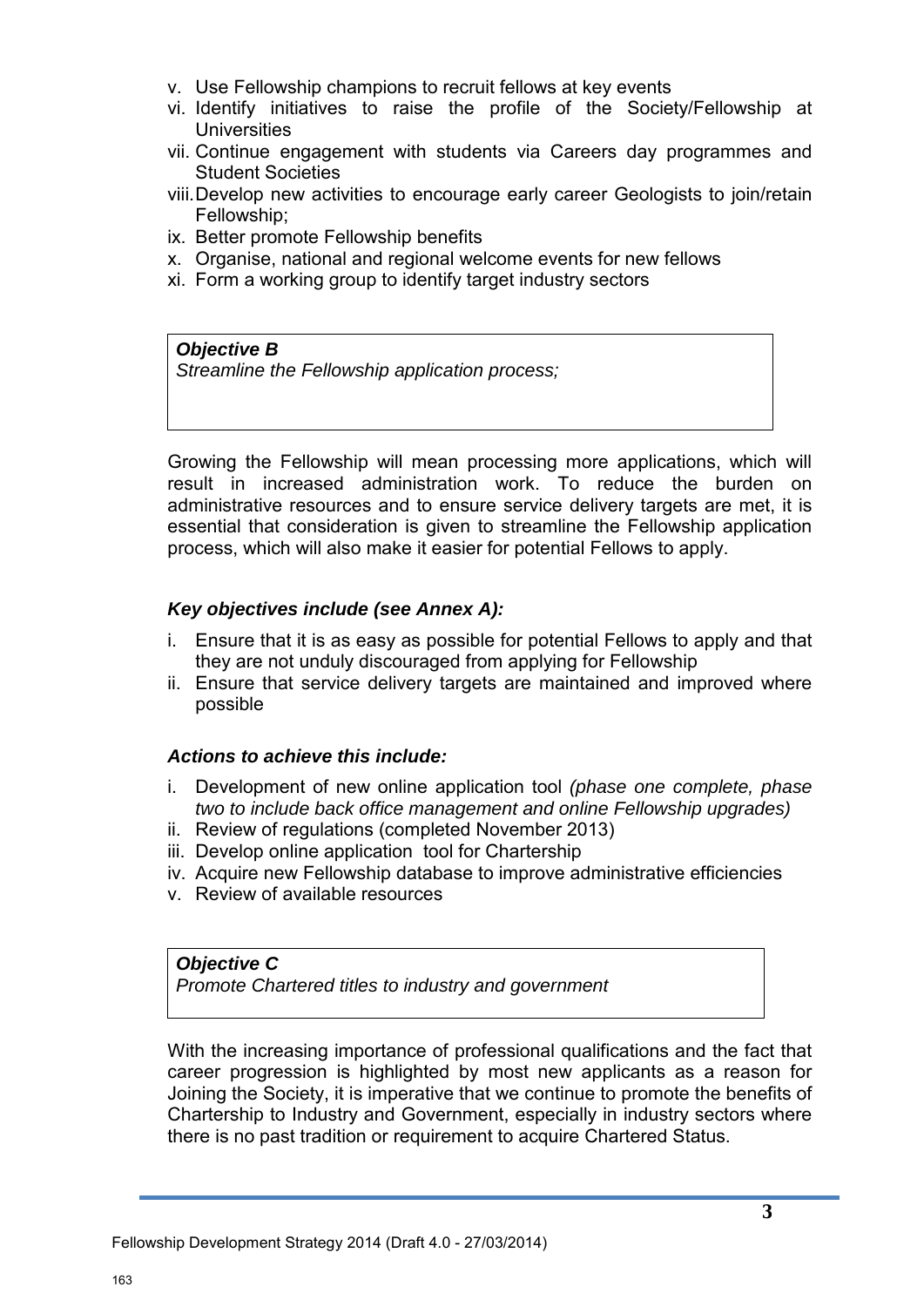v. Use Fellowship champions to recruit fellows at key events
vi. Identify initiatives to raise the profile of the Society/Fellowship at Universities
vii. Continue engagement with students via Careers day programmes and Student Societies
viii. Develop new activities to encourage early career Geologists to join/retain Fellowship;
ix. Better promote Fellowship benefits
x. Organise, national and regional welcome events for new fellows
xi. Form a working group to identify target industry sectors

***Objective B***
*Streamline the Fellowship application process;*

Growing the Fellowship will mean processing more applications, which will result in increased administration work. To reduce the burden on administrative resources and to ensure service delivery targets are met, it is essential that consideration is given to streamline the Fellowship application process, which will also make it easier for potential Fellows to apply.

***Key objectives include (see Annex A):***

i. Ensure that it is as easy as possible for potential Fellows to apply and that they are not unduly discouraged from applying for Fellowship
ii. Ensure that service delivery targets are maintained and improved where possible

***Actions to achieve this include:***

i. Development of new online application tool *(phase one complete, phase two to include back office management and online Fellowship upgrades)*
ii. Review of regulations (completed November 2013)
iii. Develop online application tool for Chartership
iv. Acquire new Fellowship database to improve administrative efficiencies
v. Review of available resources

***Objective C***
*Promote Chartered titles to industry and government*

With the increasing importance of professional qualifications and the fact that career progression is highlighted by most new applicants as a reason for Joining the Society, it is imperative that we continue to promote the benefits of Chartership to Industry and Government, especially in industry sectors where there is no past tradition or requirement to acquire Chartered Status.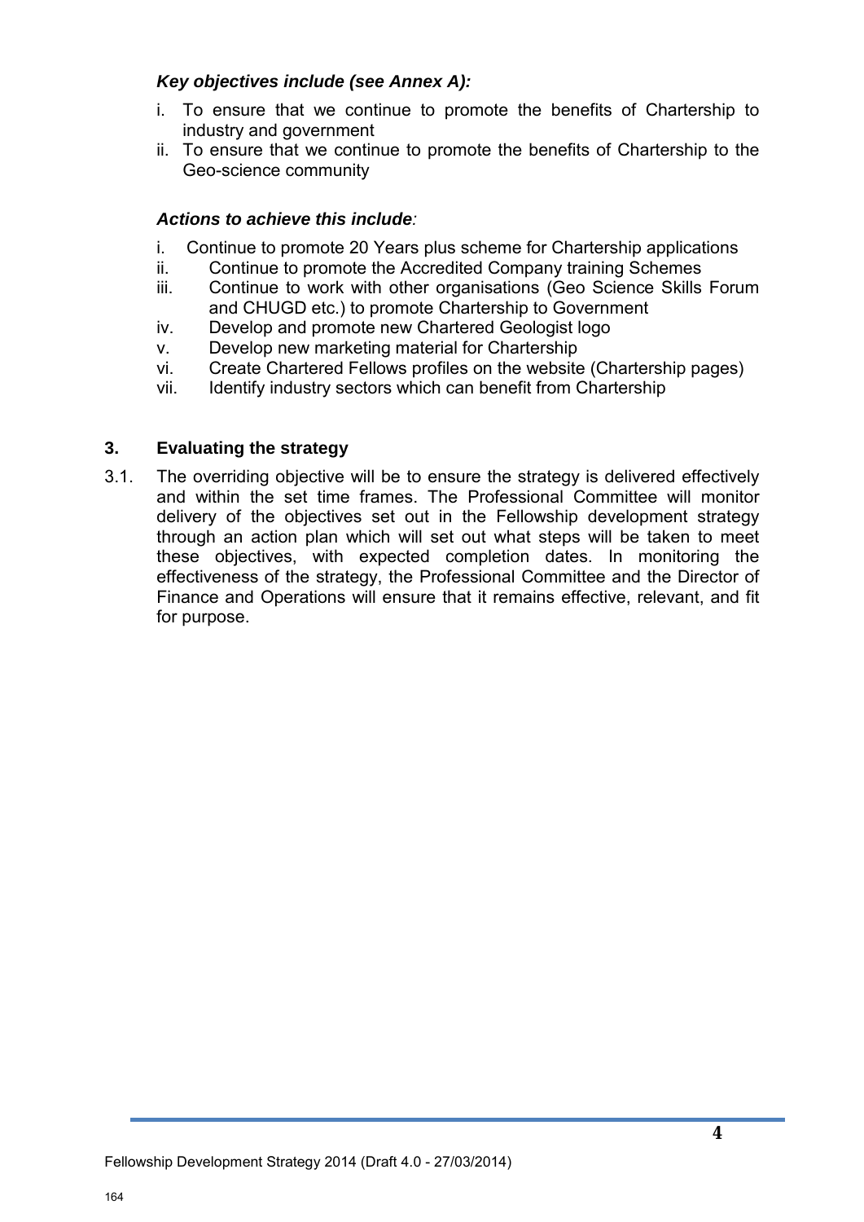***Key objectives include (see Annex A):***

i. To ensure that we continue to promote the benefits of Chartership to industry and government
ii. To ensure that we continue to promote the benefits of Chartership to the Geo-science community

***Actions to achieve this include**:*

i. Continue to promote 20 Years plus scheme for Chartership applications
ii. Continue to promote the Accredited Company training Schemes
iii. Continue to work with other organisations (Geo Science Skills Forum and CHUGD etc.) to promote Chartership to Government
iv. Develop and promote new Chartered Geologist logo
v. Develop new marketing material for Chartership
vi. Create Chartered Fellows profiles on the website (Chartership pages)
vii. Identify industry sectors which can benefit from Chartership

## 3. Evaluating the strategy

3.1. The overriding objective will be to ensure the strategy is delivered effectively and within the set time frames. The Professional Committee will monitor delivery of the objectives set out in the Fellowship development strategy through an action plan which will set out what steps will be taken to meet these objectives, with expected completion dates. In monitoring the effectiveness of the strategy, the Professional Committee and the Director of Finance and Operations will ensure that it remains effective, relevant, and fit for purpose.